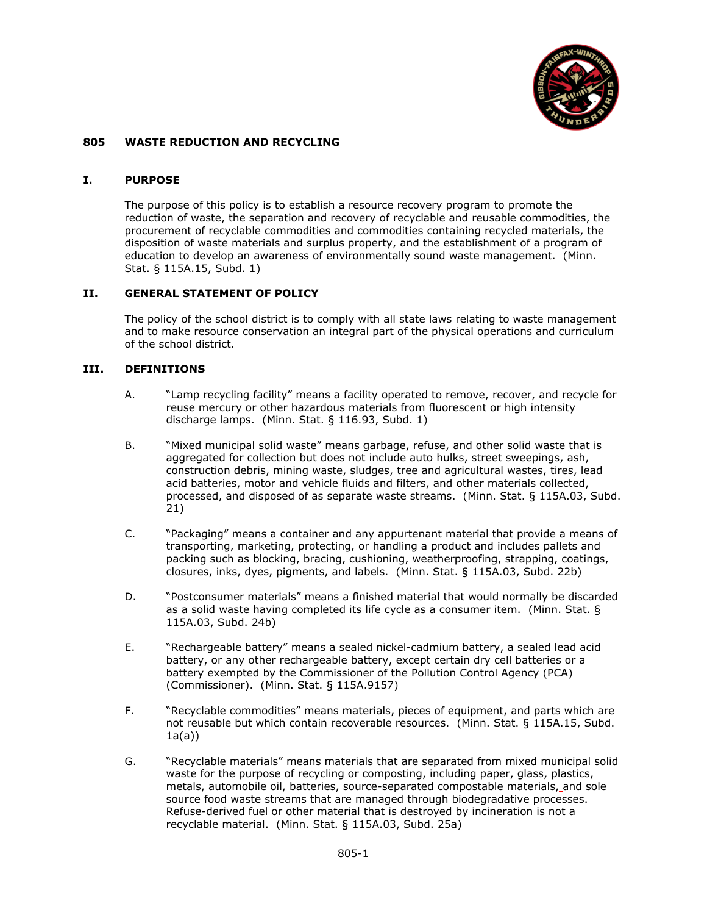# 805 WASTE REDUCTION AND RECYCLING

## I. PURPOSE

The purpose of this policy is to establish a resource recovery program to promote the reduction of waste, the separation and recovery of recyclable and reusable commodities, the procurement of recyclable commodities and commodities containing recycled materials, the disposition of waste materials and surplus property, and the establishment of a program of education to develop an awareness of environmentally sound waste management. (Minn. Stat. § 115A.15, Subd. 1)

## II. GENERAL STATEMENT OF POLICY

The policy of the school district is to comply with all state laws relating to waste management and to make resource conservation an integral part of the physical operations and curriculum of the school district.

## III. DEFINITIONS

A. "Lamp recycling facility" means a facility operated to remove, recover, and recycle for reuse mercury or other hazardous materials from fluorescent or high intensity discharge lamps. (Minn. Stat. § 116.93, Subd. 1)

B. "Mixed municipal solid waste" means garbage, refuse, and other solid waste that is aggregated for collection but does not include auto hulks, street sweepings, ash, construction debris, mining waste, sludges, tree and agricultural wastes, tires, lead acid batteries, motor and vehicle fluids and filters, and other materials collected, processed, and disposed of as separate waste streams. (Minn. Stat. § 115A.03, Subd. 21)

C. "Packaging" means a container and any appurtenant material that provide a means of transporting, marketing, protecting, or handling a product and includes pallets and packing such as blocking, bracing, cushioning, weatherproofing, strapping, coatings, closures, inks, dyes, pigments, and labels. (Minn. Stat. § 115A.03, Subd. 22b)

D. "Postconsumer materials" means a finished material that would normally be discarded as a solid waste having completed its life cycle as a consumer item. (Minn. Stat. § 115A.03, Subd. 24b)

E. "Rechargeable battery" means a sealed nickel-cadmium battery, a sealed lead acid battery, or any other rechargeable battery, except certain dry cell batteries or a battery exempted by the Commissioner of the Pollution Control Agency (PCA) (Commissioner). (Minn. Stat. § 115A.9157)

F. "Recyclable commodities" means materials, pieces of equipment, and parts which are not reusable but which contain recoverable resources. (Minn. Stat. § 115A.15, Subd. 1a(a))

G. "Recyclable materials" means materials that are separated from mixed municipal solid waste for the purpose of recycling or composting, including paper, glass, plastics, metals, automobile oil, batteries, source-separated compostable materials, and sole source food waste streams that are managed through biodegradative processes. Refuse-derived fuel or other material that is destroyed by incineration is not a recyclable material. (Minn. Stat. § 115A.03, Subd. 25a)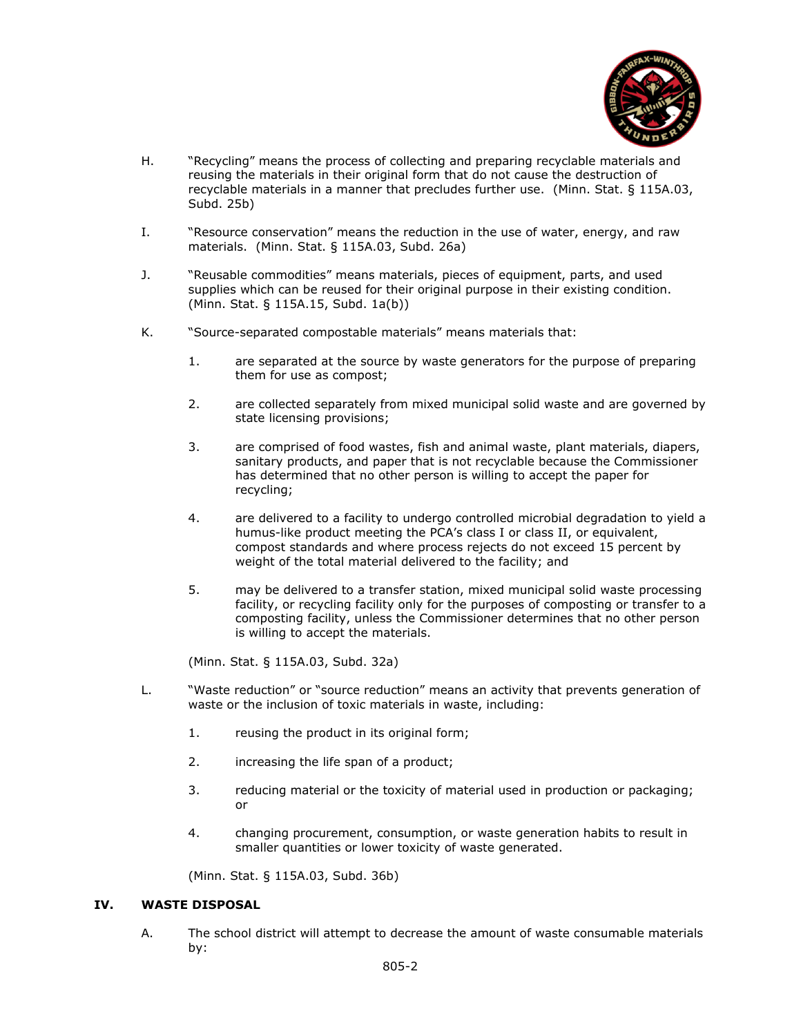H. "Recycling" means the process of collecting and preparing recyclable materials and reusing the materials in their original form that do not cause the destruction of recyclable materials in a manner that precludes further use. (Minn. Stat. § 115A.03, Subd. 25b)

I. "Resource conservation" means the reduction in the use of water, energy, and raw materials. (Minn. Stat. § 115A.03, Subd. 26a)

J. "Reusable commodities" means materials, pieces of equipment, parts, and used supplies which can be reused for their original purpose in their existing condition. (Minn. Stat. § 115A.15, Subd. 1a(b))

K. "Source-separated compostable materials" means materials that:

1. are separated at the source by waste generators for the purpose of preparing them for use as compost;

2. are collected separately from mixed municipal solid waste and are governed by state licensing provisions;

3. are comprised of food wastes, fish and animal waste, plant materials, diapers, sanitary products, and paper that is not recyclable because the Commissioner has determined that no other person is willing to accept the paper for recycling;

4. are delivered to a facility to undergo controlled microbial degradation to yield a humus-like product meeting the PCA's class I or class II, or equivalent, compost standards and where process rejects do not exceed 15 percent by weight of the total material delivered to the facility; and

5. may be delivered to a transfer station, mixed municipal solid waste processing facility, or recycling facility only for the purposes of composting or transfer to a composting facility, unless the Commissioner determines that no other person is willing to accept the materials.

(Minn. Stat. § 115A.03, Subd. 32a)

L. "Waste reduction" or "source reduction" means an activity that prevents generation of waste or the inclusion of toxic materials in waste, including:

1. reusing the product in its original form;

2. increasing the life span of a product;

3. reducing material or the toxicity of material used in production or packaging; or

4. changing procurement, consumption, or waste generation habits to result in smaller quantities or lower toxicity of waste generated.

(Minn. Stat. § 115A.03, Subd. 36b)

## IV. WASTE DISPOSAL

A. The school district will attempt to decrease the amount of waste consumable materials by: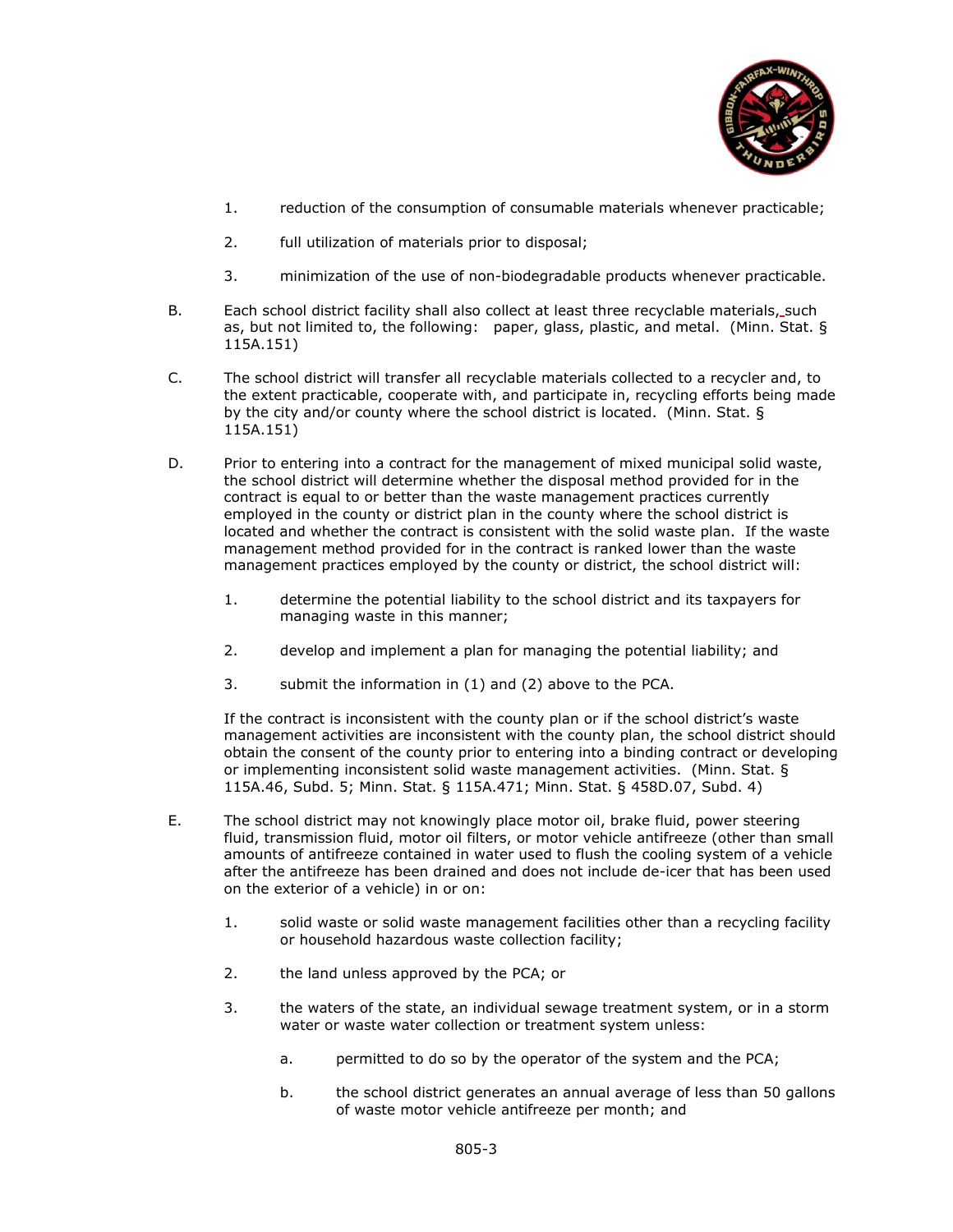1. reduction of the consumption of consumable materials whenever practicable;

2. full utilization of materials prior to disposal;

3. minimization of the use of non-biodegradable products whenever practicable.

B. Each school district facility shall also collect at least three recyclable materials, such as, but not limited to, the following: paper, glass, plastic, and metal. (Minn. Stat. § 115A.151)

C. The school district will transfer all recyclable materials collected to a recycler and, to the extent practicable, cooperate with, and participate in, recycling efforts being made by the city and/or county where the school district is located. (Minn. Stat. § 115A.151)

D. Prior to entering into a contract for the management of mixed municipal solid waste, the school district will determine whether the disposal method provided for in the contract is equal to or better than the waste management practices currently employed in the county or district plan in the county where the school district is located and whether the contract is consistent with the solid waste plan. If the waste management method provided for in the contract is ranked lower than the waste management practices employed by the county or district, the school district will:

   1. determine the potential liability to the school district and its taxpayers for managing waste in this manner;

   2. develop and implement a plan for managing the potential liability; and

   3. submit the information in (1) and (2) above to the PCA.

   If the contract is inconsistent with the county plan or if the school district's waste management activities are inconsistent with the county plan, the school district should obtain the consent of the county prior to entering into a binding contract or developing or implementing inconsistent solid waste management activities. (Minn. Stat. § 115A.46, Subd. 5; Minn. Stat. § 115A.471; Minn. Stat. § 458D.07, Subd. 4)

E. The school district may not knowingly place motor oil, brake fluid, power steering fluid, transmission fluid, motor oil filters, or motor vehicle antifreeze (other than small amounts of antifreeze contained in water used to flush the cooling system of a vehicle after the antifreeze has been drained and does not include de-icer that has been used on the exterior of a vehicle) in or on:

   1. solid waste or solid waste management facilities other than a recycling facility or household hazardous waste collection facility;

   2. the land unless approved by the PCA; or

   3. the waters of the state, an individual sewage treatment system, or in a storm water or waste water collection or treatment system unless:

      a. permitted to do so by the operator of the system and the PCA;

      b. the school district generates an annual average of less than 50 gallons of waste motor vehicle antifreeze per month; and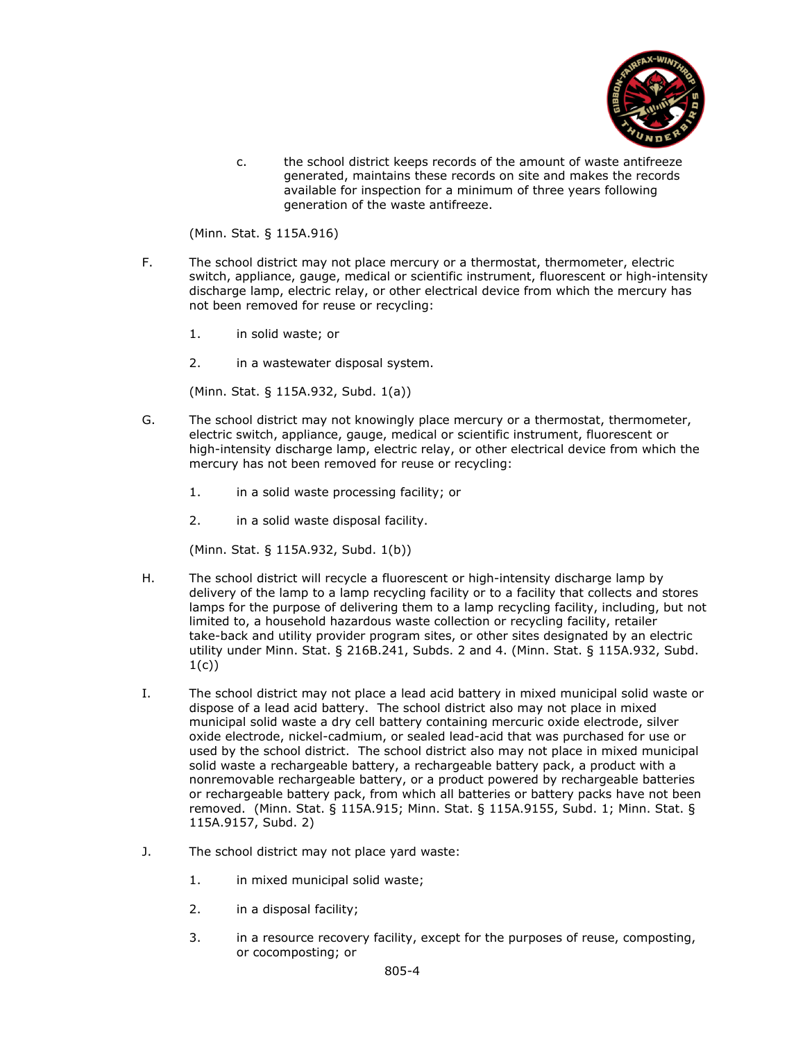c. the school district keeps records of the amount of waste antifreeze generated, maintains these records on site and makes the records available for inspection for a minimum of three years following generation of the waste antifreeze.

(Minn. Stat. § 115A.916)

F. The school district may not place mercury or a thermostat, thermometer, electric switch, appliance, gauge, medical or scientific instrument, fluorescent or high-intensity discharge lamp, electric relay, or other electrical device from which the mercury has not been removed for reuse or recycling:

1. in solid waste; or

2. in a wastewater disposal system.

(Minn. Stat. § 115A.932, Subd. 1(a))

G. The school district may not knowingly place mercury or a thermostat, thermometer, electric switch, appliance, gauge, medical or scientific instrument, fluorescent or high-intensity discharge lamp, electric relay, or other electrical device from which the mercury has not been removed for reuse or recycling:

1. in a solid waste processing facility; or

2. in a solid waste disposal facility.

(Minn. Stat. § 115A.932, Subd. 1(b))

H. The school district will recycle a fluorescent or high-intensity discharge lamp by delivery of the lamp to a lamp recycling facility or to a facility that collects and stores lamps for the purpose of delivering them to a lamp recycling facility, including, but not limited to, a household hazardous waste collection or recycling facility, retailer take-back and utility provider program sites, or other sites designated by an electric utility under Minn. Stat. § 216B.241, Subds. 2 and 4. (Minn. Stat. § 115A.932, Subd. 1(c))

I. The school district may not place a lead acid battery in mixed municipal solid waste or dispose of a lead acid battery. The school district also may not place in mixed municipal solid waste a dry cell battery containing mercuric oxide electrode, silver oxide electrode, nickel-cadmium, or sealed lead-acid that was purchased for use or used by the school district. The school district also may not place in mixed municipal solid waste a rechargeable battery, a rechargeable battery pack, a product with a nonremovable rechargeable battery, or a product powered by rechargeable batteries or rechargeable battery pack, from which all batteries or battery packs have not been removed. (Minn. Stat. § 115A.915; Minn. Stat. § 115A.9155, Subd. 1; Minn. Stat. § 115A.9157, Subd. 2)

J. The school district may not place yard waste:

1. in mixed municipal solid waste;

2. in a disposal facility;

3. in a resource recovery facility, except for the purposes of reuse, composting, or cocomposting; or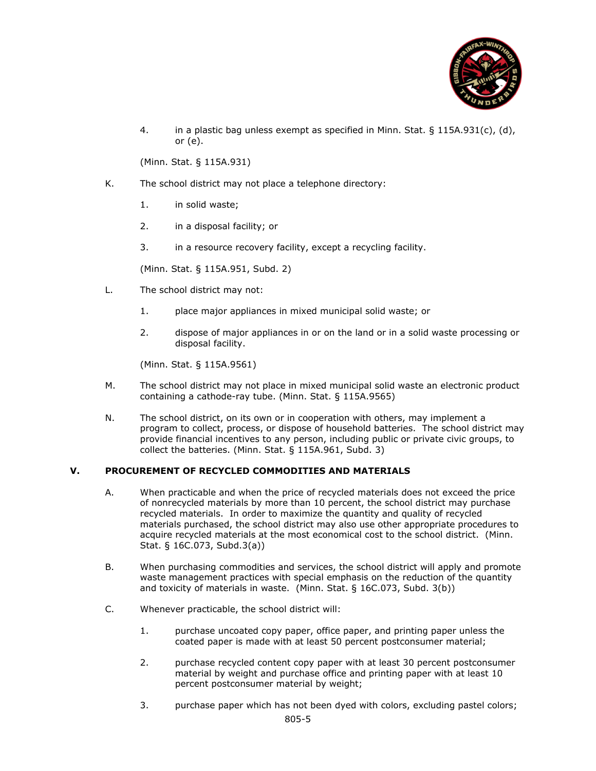4. in a plastic bag unless exempt as specified in Minn. Stat. § 115A.931(c), (d), or (e).

(Minn. Stat. § 115A.931)

K. The school district may not place a telephone directory:

1. in solid waste;

2. in a disposal facility; or

3. in a resource recovery facility, except a recycling facility.

(Minn. Stat. § 115A.951, Subd. 2)

L. The school district may not:

1. place major appliances in mixed municipal solid waste; or

2. dispose of major appliances in or on the land or in a solid waste processing or disposal facility.

(Minn. Stat. § 115A.9561)

M. The school district may not place in mixed municipal solid waste an electronic product containing a cathode-ray tube. (Minn. Stat. § 115A.9565)

N. The school district, on its own or in cooperation with others, may implement a program to collect, process, or dispose of household batteries. The school district may provide financial incentives to any person, including public or private civic groups, to collect the batteries. (Minn. Stat. § 115A.961, Subd. 3)

## V. PROCUREMENT OF RECYCLED COMMODITIES AND MATERIALS

A. When practicable and when the price of recycled materials does not exceed the price of nonrecycled materials by more than 10 percent, the school district may purchase recycled materials. In order to maximize the quantity and quality of recycled materials purchased, the school district may also use other appropriate procedures to acquire recycled materials at the most economical cost to the school district. (Minn. Stat. § 16C.073, Subd.3(a))

B. When purchasing commodities and services, the school district will apply and promote waste management practices with special emphasis on the reduction of the quantity and toxicity of materials in waste. (Minn. Stat. § 16C.073, Subd. 3(b))

C. Whenever practicable, the school district will:

1. purchase uncoated copy paper, office paper, and printing paper unless the coated paper is made with at least 50 percent postconsumer material;

2. purchase recycled content copy paper with at least 30 percent postconsumer material by weight and purchase office and printing paper with at least 10 percent postconsumer material by weight;

3. purchase paper which has not been dyed with colors, excluding pastel colors;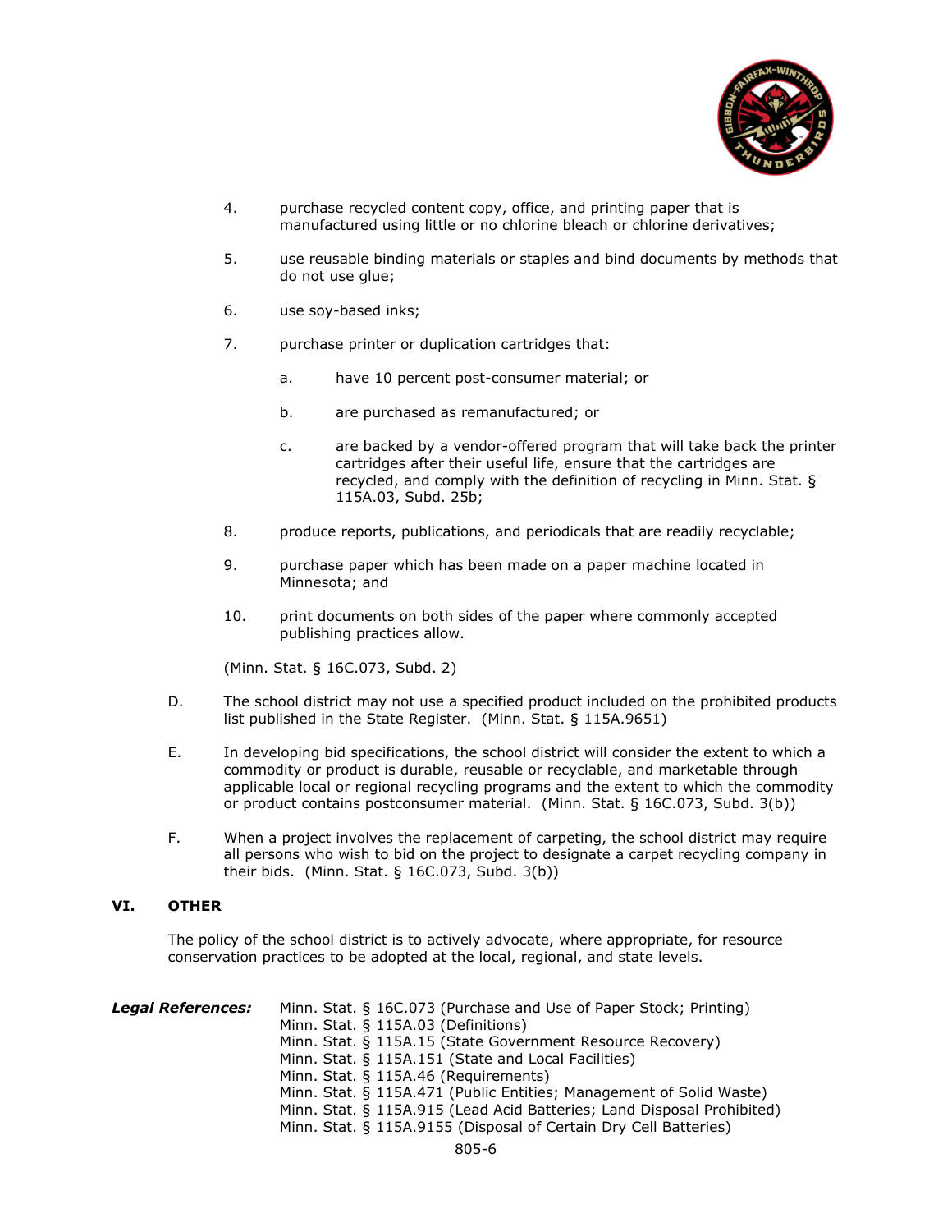4. purchase recycled content copy, office, and printing paper that is manufactured using little or no chlorine bleach or chlorine derivatives;

5. use reusable binding materials or staples and bind documents by methods that do not use glue;

6. use soy-based inks;

7. purchase printer or duplication cartridges that:

   a. have 10 percent post-consumer material; or

   b. are purchased as remanufactured; or

   c. are backed by a vendor-offered program that will take back the printer cartridges after their useful life, ensure that the cartridges are recycled, and comply with the definition of recycling in Minn. Stat. § 115A.03, Subd. 25b;

8. produce reports, publications, and periodicals that are readily recyclable;

9. purchase paper which has been made on a paper machine located in Minnesota; and

10. print documents on both sides of the paper where commonly accepted publishing practices allow.

(Minn. Stat. § 16C.073, Subd. 2)

D. The school district may not use a specified product included on the prohibited products list published in the State Register. (Minn. Stat. § 115A.9651)

E. In developing bid specifications, the school district will consider the extent to which a commodity or product is durable, reusable or recyclable, and marketable through applicable local or regional recycling programs and the extent to which the commodity or product contains postconsumer material. (Minn. Stat. § 16C.073, Subd. 3(b))

F. When a project involves the replacement of carpeting, the school district may require all persons who wish to bid on the project to designate a carpet recycling company in their bids. (Minn. Stat. § 16C.073, Subd. 3(b))

## VI. OTHER

The policy of the school district is to actively advocate, where appropriate, for resource conservation practices to be adopted at the local, regional, and state levels.

***Legal References:***
Minn. Stat. § 16C.073 (Purchase and Use of Paper Stock; Printing)
Minn. Stat. § 115A.03 (Definitions)
Minn. Stat. § 115A.15 (State Government Resource Recovery)
Minn. Stat. § 115A.151 (State and Local Facilities)
Minn. Stat. § 115A.46 (Requirements)
Minn. Stat. § 115A.471 (Public Entities; Management of Solid Waste)
Minn. Stat. § 115A.915 (Lead Acid Batteries; Land Disposal Prohibited)
Minn. Stat. § 115A.9155 (Disposal of Certain Dry Cell Batteries)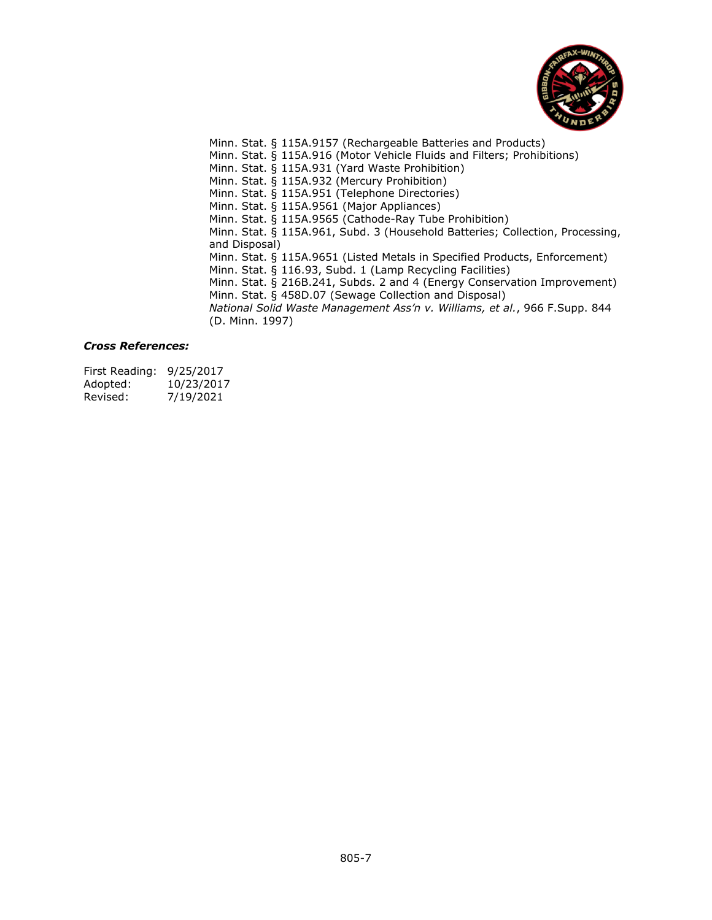Minn. Stat. § 115A.9157 (Rechargeable Batteries and Products)
Minn. Stat. § 115A.916 (Motor Vehicle Fluids and Filters; Prohibitions)
Minn. Stat. § 115A.931 (Yard Waste Prohibition)
Minn. Stat. § 115A.932 (Mercury Prohibition)
Minn. Stat. § 115A.951 (Telephone Directories)
Minn. Stat. § 115A.9561 (Major Appliances)
Minn. Stat. § 115A.9565 (Cathode-Ray Tube Prohibition)
Minn. Stat. § 115A.961, Subd. 3 (Household Batteries; Collection, Processing, and Disposal)
Minn. Stat. § 115A.9651 (Listed Metals in Specified Products, Enforcement)
Minn. Stat. § 116.93, Subd. 1 (Lamp Recycling Facilities)
Minn. Stat. § 216B.241, Subds. 2 and 4 (Energy Conservation Improvement)
Minn. Stat. § 458D.07 (Sewage Collection and Disposal)
*National Solid Waste Management Ass'n v. Williams, et al.*, 966 F.Supp. 844 (D. Minn. 1997)

***Cross References:***

First Reading: 9/25/2017
Adopted: 10/23/2017
Revised: 7/19/2021